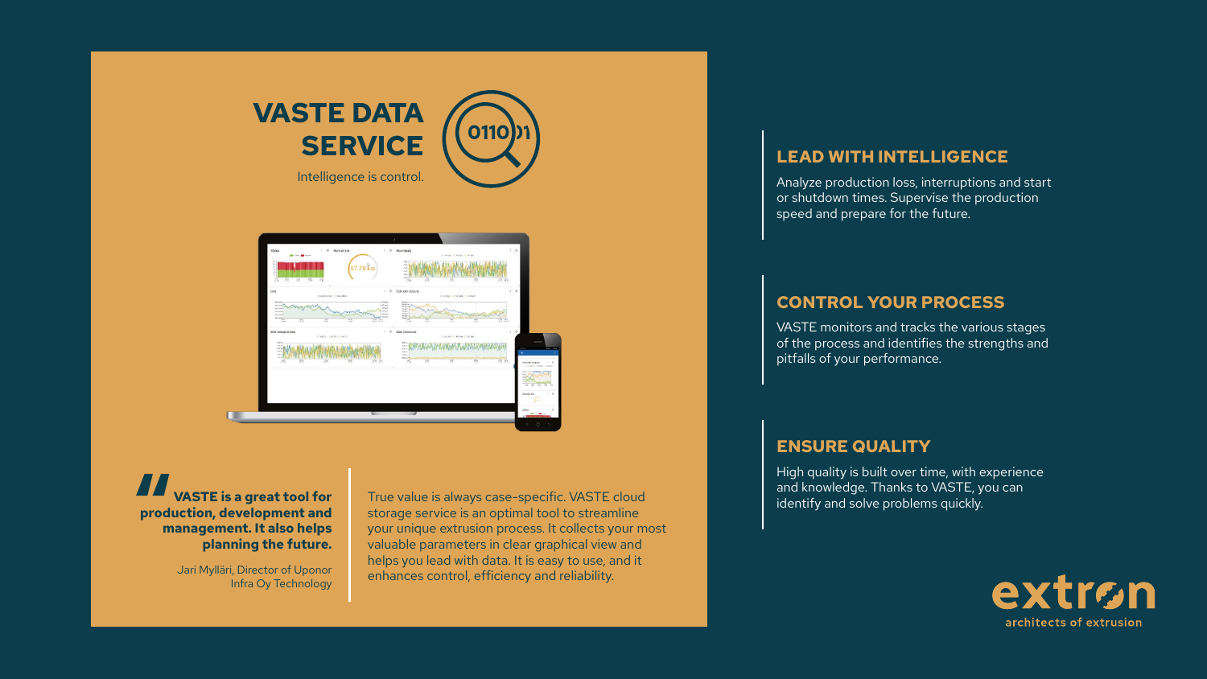# VASTE DATA SERVICE

Intelligence is control.

**VASTE is a great tool for production, development and management. It also helps planning the future.**

Jari Mylläri, Director of Uponor Infra Oy Technology

True value is always case-specific. VASTE cloud storage service is an optimal tool to streamline your unique extrusion process. It collects your most valuable parameters in clear graphical view and helps you lead with data. It is easy to use, and it enhances control, efficiency and reliability.

## LEAD WITH INTELLIGENCE

Analyze production loss, interruptions and start or shutdown times. Supervise the production speed and prepare for the future.

## CONTROL YOUR PROCESS

VASTE monitors and tracks the various stages of the process and identifies the strengths and pitfalls of your performance.

## ENSURE QUALITY

High quality is built over time, with experience and knowledge. Thanks to VASTE, you can identify and solve problems quickly.

extron

architects of extrusion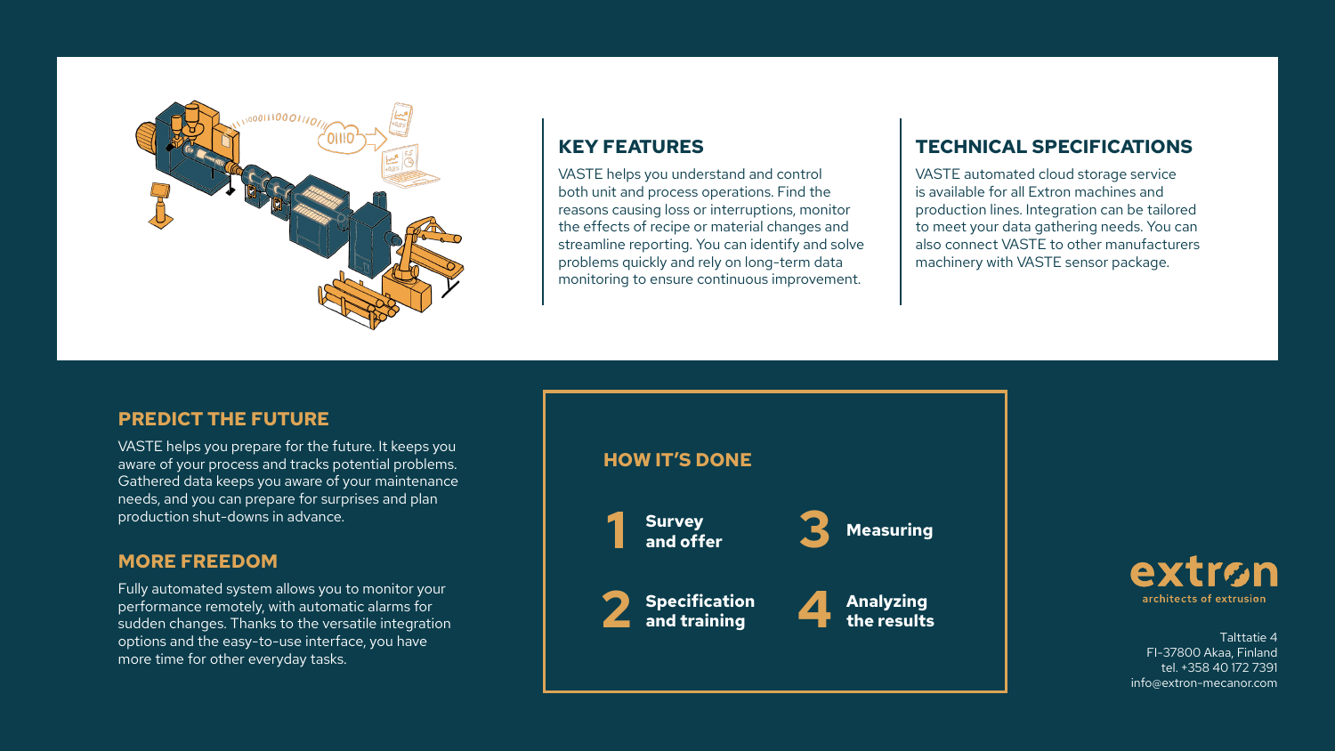## KEY FEATURES

VASTE helps you understand and control both unit and process operations. Find the reasons causing loss or interruptions, monitor the effects of recipe or material changes and streamline reporting. You can identify and solve problems quickly and rely on long-term data monitoring to ensure continuous improvement.

## TECHNICAL SPECIFICATIONS

VASTE automated cloud storage service is available for all Extron machines and production lines. Integration can be tailored to meet your data gathering needs. You can also connect VASTE to other manufacturers machinery with VASTE sensor package.

## PREDICT THE FUTURE

VASTE helps you prepare for the future. It keeps you aware of your process and tracks potential problems. Gathered data keeps you aware of your maintenance needs, and you can prepare for surprises and plan production shut-downs in advance.

## MORE FREEDOM

Fully automated system allows you to monitor your performance remotely, with automatic alarms for sudden changes. Thanks to the versatile integration options and the easy-to-use interface, you have more time for other everyday tasks.

## HOW IT'S DONE

1. **Survey and offer**
2. **Specification and training**
3. **Measuring**
4. **Analyzing the results**

extron
architects of extrusion

Talttatie 4
FI-37800 Akaa, Finland
tel. +358 40 172 7391
info@extron-mecanor.com